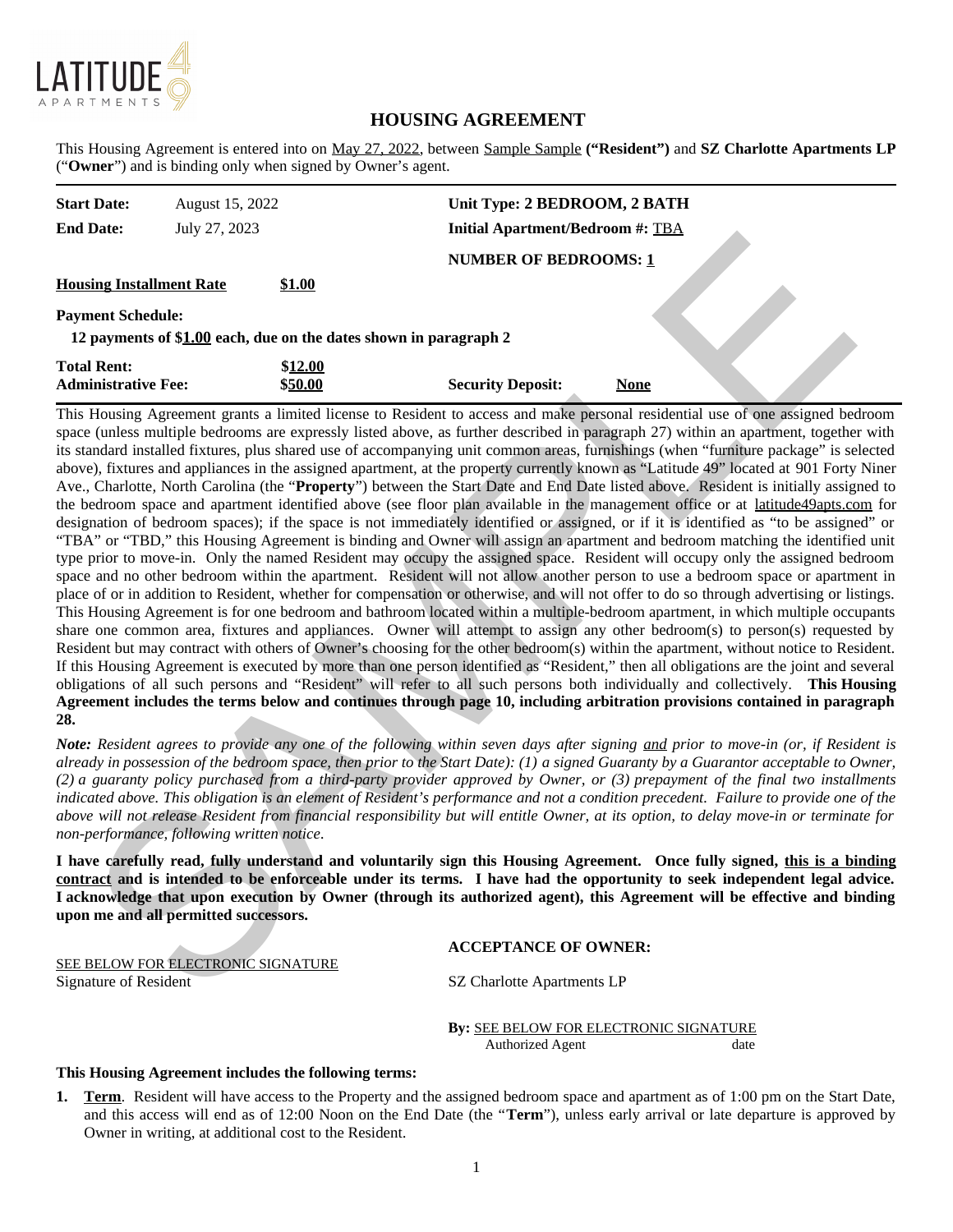LATITUDE 49 APARTMENTS

# HOUSING AGREEMENT

This Housing Agreement is entered into on May 27, 2022, between Sample Sample **("Resident")** and **SZ Charlotte Apartments LP** ("**Owner**") and is binding only when signed by Owner's agent.

| | | | |
|---|---|---|---|
| **Start Date:** | August 15, 2022 | **Unit Type: 2 BEDROOM, 2 BATH** | |
| **End Date:** | July 27, 2023 | **Initial Apartment/Bedroom #:** TBA | |
| | | **NUMBER OF BEDROOMS: 1** | |
| **Housing Installment Rate** | **$1.00** | | |

**Payment Schedule:**

**12 payments of $1.00 each, due on the dates shown in paragraph 2**

| | | | |
|---|---|---|---|
| **Total Rent:** | **$12.00** | | |
| **Administrative Fee:** | **$50.00** | **Security Deposit:** | **None** |

This Housing Agreement grants a limited license to Resident to access and make personal residential use of one assigned bedroom space (unless multiple bedrooms are expressly listed above, as further described in paragraph 27) within an apartment, together with its standard installed fixtures, plus shared use of accompanying unit common areas, furnishings (when "furniture package" is selected above), fixtures and appliances in the assigned apartment, at the property currently known as "Latitude 49" located at 901 Forty Niner Ave., Charlotte, North Carolina (the "**Property**") between the Start Date and End Date listed above. Resident is initially assigned to the bedroom space and apartment identified above (see floor plan available in the management office or at latitude49apts.com for designation of bedroom spaces); if the space is not immediately identified or assigned, or if it is identified as "to be assigned" or "TBA" or "TBD," this Housing Agreement is binding and Owner will assign an apartment and bedroom matching the identified unit type prior to move-in. Only the named Resident may occupy the assigned space. Resident will occupy only the assigned bedroom space and no other bedroom within the apartment. Resident will not allow another person to use a bedroom space or apartment in place of or in addition to Resident, whether for compensation or otherwise, and will not offer to do so through advertising or listings. This Housing Agreement is for one bedroom and bathroom located within a multiple-bedroom apartment, in which multiple occupants share one common area, fixtures and appliances. Owner will attempt to assign any other bedroom(s) to person(s) requested by Resident but may contract with others of Owner's choosing for the other bedroom(s) within the apartment, without notice to Resident. If this Housing Agreement is executed by more than one person identified as "Resident," then all obligations are the joint and several obligations of all such persons and "Resident" will refer to all such persons both individually and collectively. **This Housing Agreement includes the terms below and continues through page 10, including arbitration provisions contained in paragraph 28.**

***Note:*** *Resident agrees to provide any one of the following within seven days after signing and prior to move-in (or, if Resident is already in possession of the bedroom space, then prior to the Start Date): (1) a signed Guaranty by a Guarantor acceptable to Owner, (2) a guaranty policy purchased from a third-party provider approved by Owner, or (3) prepayment of the final two installments indicated above. This obligation is an element of Resident's performance and not a condition precedent. Failure to provide one of the above will not release Resident from financial responsibility but will entitle Owner, at its option, to delay move-in or terminate for non-performance, following written notice.*

**I have carefully read, fully understand and voluntarily sign this Housing Agreement. Once fully signed, this is a binding contract and is intended to be enforceable under its terms. I have had the opportunity to seek independent legal advice. I acknowledge that upon execution by Owner (through its authorized agent), this Agreement will be effective and binding upon me and all permitted successors.**

SEE BELOW FOR ELECTRONIC SIGNATURE
Signature of Resident

**ACCEPTANCE OF OWNER:**

SZ Charlotte Apartments LP

**By:** SEE BELOW FOR ELECTRONIC SIGNATURE
Authorized Agent date

**This Housing Agreement includes the following terms:**

1. **Term**. Resident will have access to the Property and the assigned bedroom space and apartment as of 1:00 pm on the Start Date, and this access will end as of 12:00 Noon on the End Date (the "**Term**"), unless early arrival or late departure is approved by Owner in writing, at additional cost to the Resident.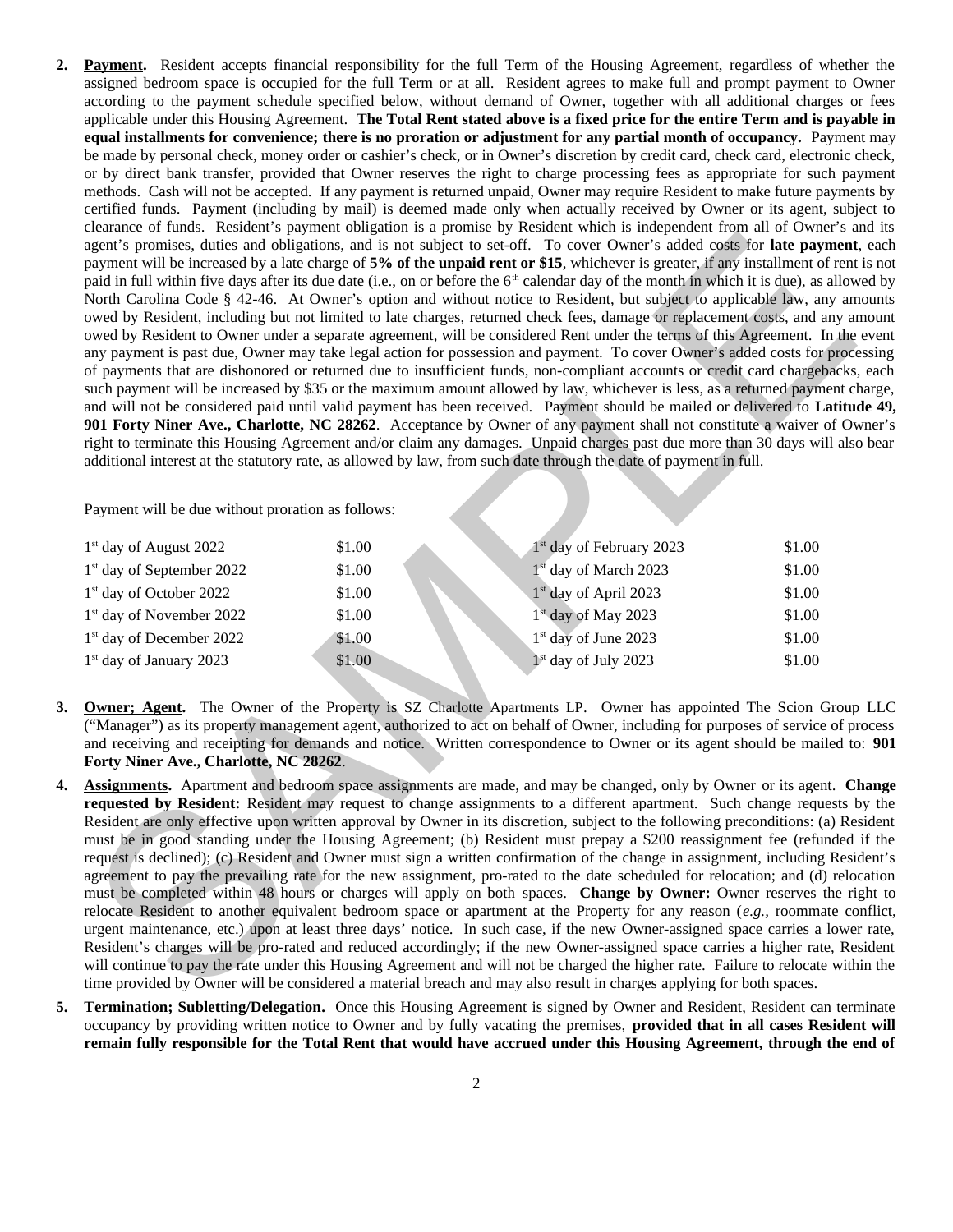2. **Payment.** Resident accepts financial responsibility for the full Term of the Housing Agreement, regardless of whether the assigned bedroom space is occupied for the full Term or at all. Resident agrees to make full and prompt payment to Owner according to the payment schedule specified below, without demand of Owner, together with all additional charges or fees applicable under this Housing Agreement. **The Total Rent stated above is a fixed price for the entire Term and is payable in equal installments for convenience; there is no proration or adjustment for any partial month of occupancy.** Payment may be made by personal check, money order or cashier's check, or in Owner's discretion by credit card, check card, electronic check, or by direct bank transfer, provided that Owner reserves the right to charge processing fees as appropriate for such payment methods. Cash will not be accepted. If any payment is returned unpaid, Owner may require Resident to make future payments by certified funds. Payment (including by mail) is deemed made only when actually received by Owner or its agent, subject to clearance of funds. Resident's payment obligation is a promise by Resident which is independent from all of Owner's and its agent's promises, duties and obligations, and is not subject to set-off. To cover Owner's added costs for **late payment**, each payment will be increased by a late charge of **5% of the unpaid rent or $15**, whichever is greater, if any installment of rent is not paid in full within five days after its due date (i.e., on or before the 6th calendar day of the month in which it is due), as allowed by North Carolina Code § 42-46. At Owner's option and without notice to Resident, but subject to applicable law, any amounts owed by Resident, including but not limited to late charges, returned check fees, damage or replacement costs, and any amount owed by Resident to Owner under a separate agreement, will be considered Rent under the terms of this Agreement. In the event any payment is past due, Owner may take legal action for possession and payment. To cover Owner's added costs for processing of payments that are dishonored or returned due to insufficient funds, non-compliant accounts or credit card chargebacks, each such payment will be increased by $35 or the maximum amount allowed by law, whichever is less, as a returned payment charge, and will not be considered paid until valid payment has been received. Payment should be mailed or delivered to **Latitude 49, 901 Forty Niner Ave., Charlotte, NC 28262**. Acceptance by Owner of any payment shall not constitute a waiver of Owner's right to terminate this Housing Agreement and/or claim any damages. Unpaid charges past due more than 30 days will also bear additional interest at the statutory rate, as allowed by law, from such date through the date of payment in full.

   Payment will be due without proration as follows:

   | | | | |
   |---|---|---|---|
   | 1st day of August 2022 | $1.00 | 1st day of February 2023 | $1.00 |
   | 1st day of September 2022 | $1.00 | 1st day of March 2023 | $1.00 |
   | 1st day of October 2022 | $1.00 | 1st day of April 2023 | $1.00 |
   | 1st day of November 2022 | $1.00 | 1st day of May 2023 | $1.00 |
   | 1st day of December 2022 | $1.00 | 1st day of June 2023 | $1.00 |
   | 1st day of January 2023 | $1.00 | 1st day of July 2023 | $1.00 |

3. **Owner; Agent.** The Owner of the Property is SZ Charlotte Apartments LP. Owner has appointed The Scion Group LLC ("Manager") as its property management agent, authorized to act on behalf of Owner, including for purposes of service of process and receiving and receipting for demands and notice. Written correspondence to Owner or its agent should be mailed to: **901 Forty Niner Ave., Charlotte, NC 28262**.

4. **Assignments.** Apartment and bedroom space assignments are made, and may be changed, only by Owner or its agent. **Change requested by Resident:** Resident may request to change assignments to a different apartment. Such change requests by the Resident are only effective upon written approval by Owner in its discretion, subject to the following preconditions: (a) Resident must be in good standing under the Housing Agreement; (b) Resident must prepay a $200 reassignment fee (refunded if the request is declined); (c) Resident and Owner must sign a written confirmation of the change in assignment, including Resident's agreement to pay the prevailing rate for the new assignment, pro-rated to the date scheduled for relocation; and (d) relocation must be completed within 48 hours or charges will apply on both spaces. **Change by Owner:** Owner reserves the right to relocate Resident to another equivalent bedroom space or apartment at the Property for any reason (*e.g.*, roommate conflict, urgent maintenance, etc.) upon at least three days' notice. In such case, if the new Owner-assigned space carries a lower rate, Resident's charges will be pro-rated and reduced accordingly; if the new Owner-assigned space carries a higher rate, Resident will continue to pay the rate under this Housing Agreement and will not be charged the higher rate. Failure to relocate within the time provided by Owner will be considered a material breach and may also result in charges applying for both spaces.

5. **Termination; Subletting/Delegation.** Once this Housing Agreement is signed by Owner and Resident, Resident can terminate occupancy by providing written notice to Owner and by fully vacating the premises, **provided that in all cases Resident will remain fully responsible for the Total Rent that would have accrued under this Housing Agreement, through the end of**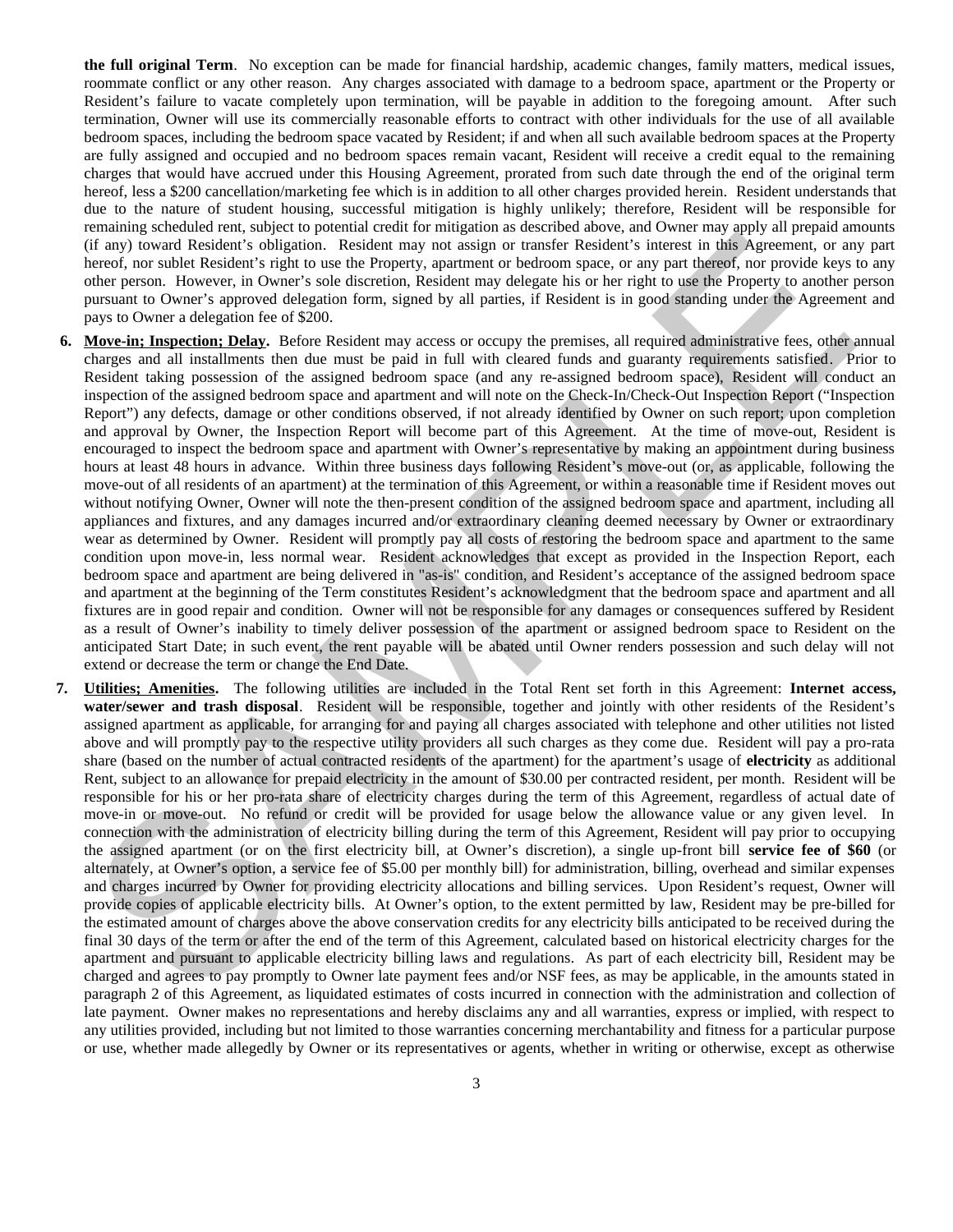**the full original Term**. No exception can be made for financial hardship, academic changes, family matters, medical issues, roommate conflict or any other reason. Any charges associated with damage to a bedroom space, apartment or the Property or Resident's failure to vacate completely upon termination, will be payable in addition to the foregoing amount. After such termination, Owner will use its commercially reasonable efforts to contract with other individuals for the use of all available bedroom spaces, including the bedroom space vacated by Resident; if and when all such available bedroom spaces at the Property are fully assigned and occupied and no bedroom spaces remain vacant, Resident will receive a credit equal to the remaining charges that would have accrued under this Housing Agreement, prorated from such date through the end of the original term hereof, less a $200 cancellation/marketing fee which is in addition to all other charges provided herein. Resident understands that due to the nature of student housing, successful mitigation is highly unlikely; therefore, Resident will be responsible for remaining scheduled rent, subject to potential credit for mitigation as described above, and Owner may apply all prepaid amounts (if any) toward Resident's obligation. Resident may not assign or transfer Resident's interest in this Agreement, or any part hereof, nor sublet Resident's right to use the Property, apartment or bedroom space, or any part thereof, nor provide keys to any other person. However, in Owner's sole discretion, Resident may delegate his or her right to use the Property to another person pursuant to Owner's approved delegation form, signed by all parties, if Resident is in good standing under the Agreement and pays to Owner a delegation fee of $200.

6. **Move-in; Inspection; Delay.** Before Resident may access or occupy the premises, all required administrative fees, other annual charges and all installments then due must be paid in full with cleared funds and guaranty requirements satisfied. Prior to Resident taking possession of the assigned bedroom space (and any re-assigned bedroom space), Resident will conduct an inspection of the assigned bedroom space and apartment and will note on the Check-In/Check-Out Inspection Report ("Inspection Report") any defects, damage or other conditions observed, if not already identified by Owner on such report; upon completion and approval by Owner, the Inspection Report will become part of this Agreement. At the time of move-out, Resident is encouraged to inspect the bedroom space and apartment with Owner's representative by making an appointment during business hours at least 48 hours in advance. Within three business days following Resident's move-out (or, as applicable, following the move-out of all residents of an apartment) at the termination of this Agreement, or within a reasonable time if Resident moves out without notifying Owner, Owner will note the then-present condition of the assigned bedroom space and apartment, including all appliances and fixtures, and any damages incurred and/or extraordinary cleaning deemed necessary by Owner or extraordinary wear as determined by Owner. Resident will promptly pay all costs of restoring the bedroom space and apartment to the same condition upon move-in, less normal wear. Resident acknowledges that except as provided in the Inspection Report, each bedroom space and apartment are being delivered in "as-is" condition, and Resident's acceptance of the assigned bedroom space and apartment at the beginning of the Term constitutes Resident's acknowledgment that the bedroom space and apartment and all fixtures are in good repair and condition. Owner will not be responsible for any damages or consequences suffered by Resident as a result of Owner's inability to timely deliver possession of the apartment or assigned bedroom space to Resident on the anticipated Start Date; in such event, the rent payable will be abated until Owner renders possession and such delay will not extend or decrease the term or change the End Date.

7. **Utilities; Amenities.** The following utilities are included in the Total Rent set forth in this Agreement: **Internet access, water/sewer and trash disposal**. Resident will be responsible, together and jointly with other residents of the Resident's assigned apartment as applicable, for arranging for and paying all charges associated with telephone and other utilities not listed above and will promptly pay to the respective utility providers all such charges as they come due. Resident will pay a pro-rata share (based on the number of actual contracted residents of the apartment) for the apartment's usage of **electricity** as additional Rent, subject to an allowance for prepaid electricity in the amount of $30.00 per contracted resident, per month. Resident will be responsible for his or her pro-rata share of electricity charges during the term of this Agreement, regardless of actual date of move-in or move-out. No refund or credit will be provided for usage below the allowance value or any given level. In connection with the administration of electricity billing during the term of this Agreement, Resident will pay prior to occupying the assigned apartment (or on the first electricity bill, at Owner's discretion), a single up-front bill **service fee of $60** (or alternately, at Owner's option, a service fee of $5.00 per monthly bill) for administration, billing, overhead and similar expenses and charges incurred by Owner for providing electricity allocations and billing services. Upon Resident's request, Owner will provide copies of applicable electricity bills. At Owner's option, to the extent permitted by law, Resident may be pre-billed for the estimated amount of charges above the above conservation credits for any electricity bills anticipated to be received during the final 30 days of the term or after the end of the term of this Agreement, calculated based on historical electricity charges for the apartment and pursuant to applicable electricity billing laws and regulations. As part of each electricity bill, Resident may be charged and agrees to pay promptly to Owner late payment fees and/or NSF fees, as may be applicable, in the amounts stated in paragraph 2 of this Agreement, as liquidated estimates of costs incurred in connection with the administration and collection of late payment. Owner makes no representations and hereby disclaims any and all warranties, express or implied, with respect to any utilities provided, including but not limited to those warranties concerning merchantability and fitness for a particular purpose or use, whether made allegedly by Owner or its representatives or agents, whether in writing or otherwise, except as otherwise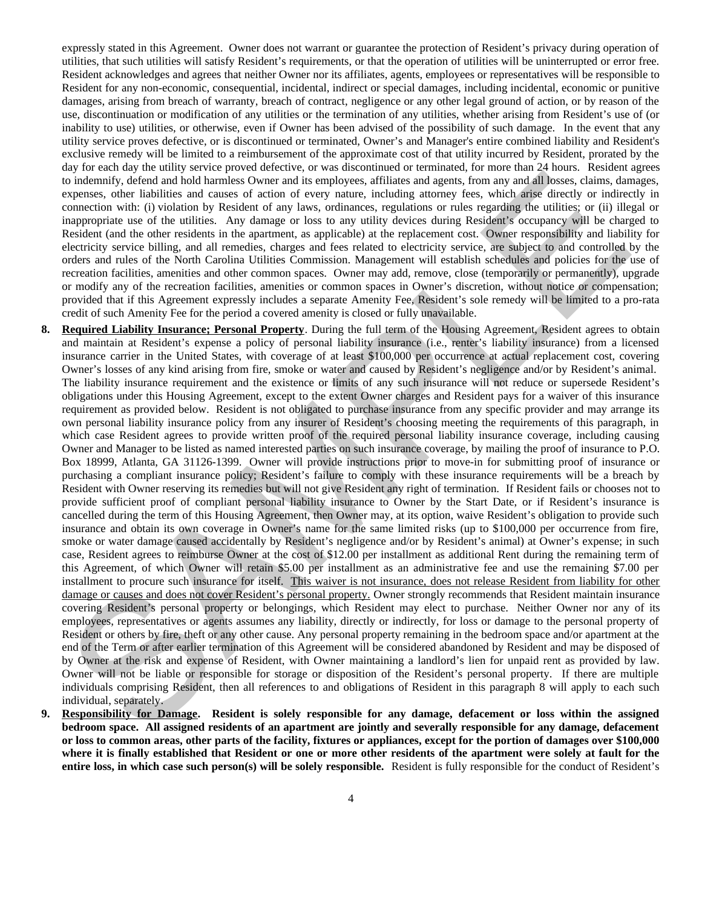expressly stated in this Agreement. Owner does not warrant or guarantee the protection of Resident's privacy during operation of utilities, that such utilities will satisfy Resident's requirements, or that the operation of utilities will be uninterrupted or error free. Resident acknowledges and agrees that neither Owner nor its affiliates, agents, employees or representatives will be responsible to Resident for any non-economic, consequential, incidental, indirect or special damages, including incidental, economic or punitive damages, arising from breach of warranty, breach of contract, negligence or any other legal ground of action, or by reason of the use, discontinuation or modification of any utilities or the termination of any utilities, whether arising from Resident's use of (or inability to use) utilities, or otherwise, even if Owner has been advised of the possibility of such damage. In the event that any utility service proves defective, or is discontinued or terminated, Owner's and Manager's entire combined liability and Resident's exclusive remedy will be limited to a reimbursement of the approximate cost of that utility incurred by Resident, prorated by the day for each day the utility service proved defective, or was discontinued or terminated, for more than 24 hours. Resident agrees to indemnify, defend and hold harmless Owner and its employees, affiliates and agents, from any and all losses, claims, damages, expenses, other liabilities and causes of action of every nature, including attorney fees, which arise directly or indirectly in connection with: (i) violation by Resident of any laws, ordinances, regulations or rules regarding the utilities; or (ii) illegal or inappropriate use of the utilities. Any damage or loss to any utility devices during Resident's occupancy will be charged to Resident (and the other residents in the apartment, as applicable) at the replacement cost. Owner responsibility and liability for electricity service billing, and all remedies, charges and fees related to electricity service, are subject to and controlled by the orders and rules of the North Carolina Utilities Commission. Management will establish schedules and policies for the use of recreation facilities, amenities and other common spaces. Owner may add, remove, close (temporarily or permanently), upgrade or modify any of the recreation facilities, amenities or common spaces in Owner's discretion, without notice or compensation; provided that if this Agreement expressly includes a separate Amenity Fee, Resident's sole remedy will be limited to a pro-rata credit of such Amenity Fee for the period a covered amenity is closed or fully unavailable.

8. **Required Liability Insurance; Personal Property**. During the full term of the Housing Agreement, Resident agrees to obtain and maintain at Resident's expense a policy of personal liability insurance (i.e., renter's liability insurance) from a licensed insurance carrier in the United States, with coverage of at least $100,000 per occurrence at actual replacement cost, covering Owner's losses of any kind arising from fire, smoke or water and caused by Resident's negligence and/or by Resident's animal. The liability insurance requirement and the existence or limits of any such insurance will not reduce or supersede Resident's obligations under this Housing Agreement, except to the extent Owner charges and Resident pays for a waiver of this insurance requirement as provided below. Resident is not obligated to purchase insurance from any specific provider and may arrange its own personal liability insurance policy from any insurer of Resident's choosing meeting the requirements of this paragraph, in which case Resident agrees to provide written proof of the required personal liability insurance coverage, including causing Owner and Manager to be listed as named interested parties on such insurance coverage, by mailing the proof of insurance to P.O. Box 18999, Atlanta, GA 31126-1399. Owner will provide instructions prior to move-in for submitting proof of insurance or purchasing a compliant insurance policy; Resident's failure to comply with these insurance requirements will be a breach by Resident with Owner reserving its remedies but will not give Resident any right of termination. If Resident fails or chooses not to provide sufficient proof of compliant personal liability insurance to Owner by the Start Date, or if Resident's insurance is cancelled during the term of this Housing Agreement, then Owner may, at its option, waive Resident's obligation to provide such insurance and obtain its own coverage in Owner's name for the same limited risks (up to $100,000 per occurrence from fire, smoke or water damage caused accidentally by Resident's negligence and/or by Resident's animal) at Owner's expense; in such case, Resident agrees to reimburse Owner at the cost of $12.00 per installment as additional Rent during the remaining term of this Agreement, of which Owner will retain $5.00 per installment as an administrative fee and use the remaining $7.00 per installment to procure such insurance for itself. <u>This waiver is not insurance, does not release Resident from liability for other damage or causes and does not cover Resident's personal property.</u> Owner strongly recommends that Resident maintain insurance covering Resident's personal property or belongings, which Resident may elect to purchase. Neither Owner nor any of its employees, representatives or agents assumes any liability, directly or indirectly, for loss or damage to the personal property of Resident or others by fire, theft or any other cause. Any personal property remaining in the bedroom space and/or apartment at the end of the Term or after earlier termination of this Agreement will be considered abandoned by Resident and may be disposed of by Owner at the risk and expense of Resident, with Owner maintaining a landlord's lien for unpaid rent as provided by law. Owner will not be liable or responsible for storage or disposition of the Resident's personal property. If there are multiple individuals comprising Resident, then all references to and obligations of Resident in this paragraph 8 will apply to each such individual, separately.

9. **Responsibility for Damage. Resident is solely responsible for any damage, defacement or loss within the assigned bedroom space. All assigned residents of an apartment are jointly and severally responsible for any damage, defacement or loss to common areas, other parts of the facility, fixtures or appliances, except for the portion of damages over $100,000 where it is finally established that Resident or one or more other residents of the apartment were solely at fault for the entire loss, in which case such person(s) will be solely responsible.** Resident is fully responsible for the conduct of Resident's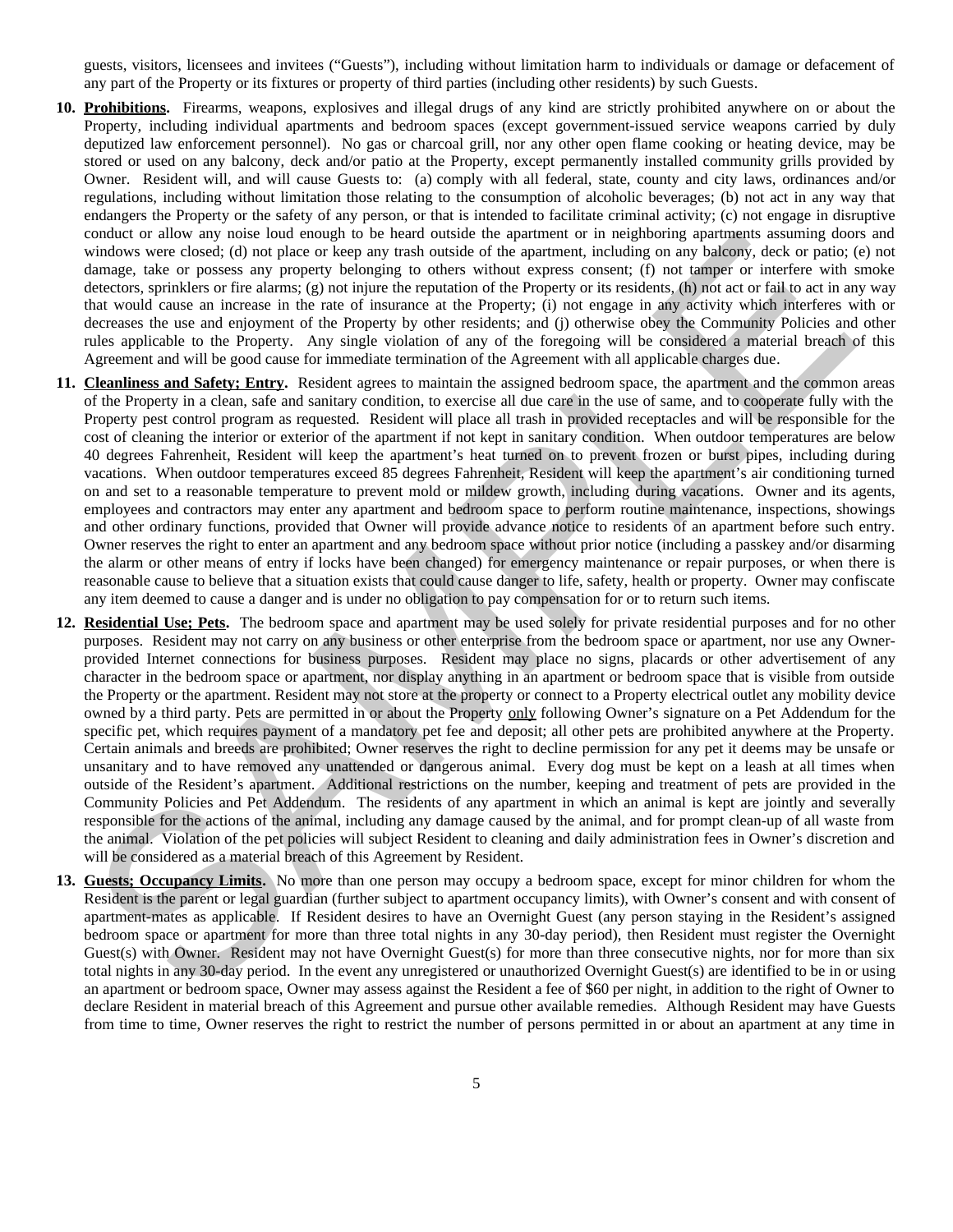guests, visitors, licensees and invitees ("Guests"), including without limitation harm to individuals or damage or defacement of any part of the Property or its fixtures or property of third parties (including other residents) by such Guests.

**10. Prohibitions.** Firearms, weapons, explosives and illegal drugs of any kind are strictly prohibited anywhere on or about the Property, including individual apartments and bedroom spaces (except government-issued service weapons carried by duly deputized law enforcement personnel). No gas or charcoal grill, nor any other open flame cooking or heating device, may be stored or used on any balcony, deck and/or patio at the Property, except permanently installed community grills provided by Owner. Resident will, and will cause Guests to: (a) comply with all federal, state, county and city laws, ordinances and/or regulations, including without limitation those relating to the consumption of alcoholic beverages; (b) not act in any way that endangers the Property or the safety of any person, or that is intended to facilitate criminal activity; (c) not engage in disruptive conduct or allow any noise loud enough to be heard outside the apartment or in neighboring apartments assuming doors and windows were closed; (d) not place or keep any trash outside of the apartment, including on any balcony, deck or patio; (e) not damage, take or possess any property belonging to others without express consent; (f) not tamper or interfere with smoke detectors, sprinklers or fire alarms; (g) not injure the reputation of the Property or its residents, (h) not act or fail to act in any way that would cause an increase in the rate of insurance at the Property; (i) not engage in any activity which interferes with or decreases the use and enjoyment of the Property by other residents; and (j) otherwise obey the Community Policies and other rules applicable to the Property. Any single violation of any of the foregoing will be considered a material breach of this Agreement and will be good cause for immediate termination of the Agreement with all applicable charges due.

**11. Cleanliness and Safety; Entry.** Resident agrees to maintain the assigned bedroom space, the apartment and the common areas of the Property in a clean, safe and sanitary condition, to exercise all due care in the use of same, and to cooperate fully with the Property pest control program as requested. Resident will place all trash in provided receptacles and will be responsible for the cost of cleaning the interior or exterior of the apartment if not kept in sanitary condition. When outdoor temperatures are below 40 degrees Fahrenheit, Resident will keep the apartment's heat turned on to prevent frozen or burst pipes, including during vacations. When outdoor temperatures exceed 85 degrees Fahrenheit, Resident will keep the apartment's air conditioning turned on and set to a reasonable temperature to prevent mold or mildew growth, including during vacations. Owner and its agents, employees and contractors may enter any apartment and bedroom space to perform routine maintenance, inspections, showings and other ordinary functions, provided that Owner will provide advance notice to residents of an apartment before such entry. Owner reserves the right to enter an apartment and any bedroom space without prior notice (including a passkey and/or disarming the alarm or other means of entry if locks have been changed) for emergency maintenance or repair purposes, or when there is reasonable cause to believe that a situation exists that could cause danger to life, safety, health or property. Owner may confiscate any item deemed to cause a danger and is under no obligation to pay compensation for or to return such items.

**12. Residential Use; Pets.** The bedroom space and apartment may be used solely for private residential purposes and for no other purposes. Resident may not carry on any business or other enterprise from the bedroom space or apartment, nor use any Owner-provided Internet connections for business purposes. Resident may place no signs, placards or other advertisement of any character in the bedroom space or apartment, nor display anything in an apartment or bedroom space that is visible from outside the Property or the apartment. Resident may not store at the property or connect to a Property electrical outlet any mobility device owned by a third party. Pets are permitted in or about the Property only following Owner's signature on a Pet Addendum for the specific pet, which requires payment of a mandatory pet fee and deposit; all other pets are prohibited anywhere at the Property. Certain animals and breeds are prohibited; Owner reserves the right to decline permission for any pet it deems may be unsafe or unsanitary and to have removed any unattended or dangerous animal. Every dog must be kept on a leash at all times when outside of the Resident's apartment. Additional restrictions on the number, keeping and treatment of pets are provided in the Community Policies and Pet Addendum. The residents of any apartment in which an animal is kept are jointly and severally responsible for the actions of the animal, including any damage caused by the animal, and for prompt clean-up of all waste from the animal. Violation of the pet policies will subject Resident to cleaning and daily administration fees in Owner's discretion and will be considered as a material breach of this Agreement by Resident.

**13. Guests; Occupancy Limits.** No more than one person may occupy a bedroom space, except for minor children for whom the Resident is the parent or legal guardian (further subject to apartment occupancy limits), with Owner's consent and with consent of apartment-mates as applicable. If Resident desires to have an Overnight Guest (any person staying in the Resident's assigned bedroom space or apartment for more than three total nights in any 30-day period), then Resident must register the Overnight Guest(s) with Owner. Resident may not have Overnight Guest(s) for more than three consecutive nights, nor for more than six total nights in any 30-day period. In the event any unregistered or unauthorized Overnight Guest(s) are identified to be in or using an apartment or bedroom space, Owner may assess against the Resident a fee of $60 per night, in addition to the right of Owner to declare Resident in material breach of this Agreement and pursue other available remedies. Although Resident may have Guests from time to time, Owner reserves the right to restrict the number of persons permitted in or about an apartment at any time in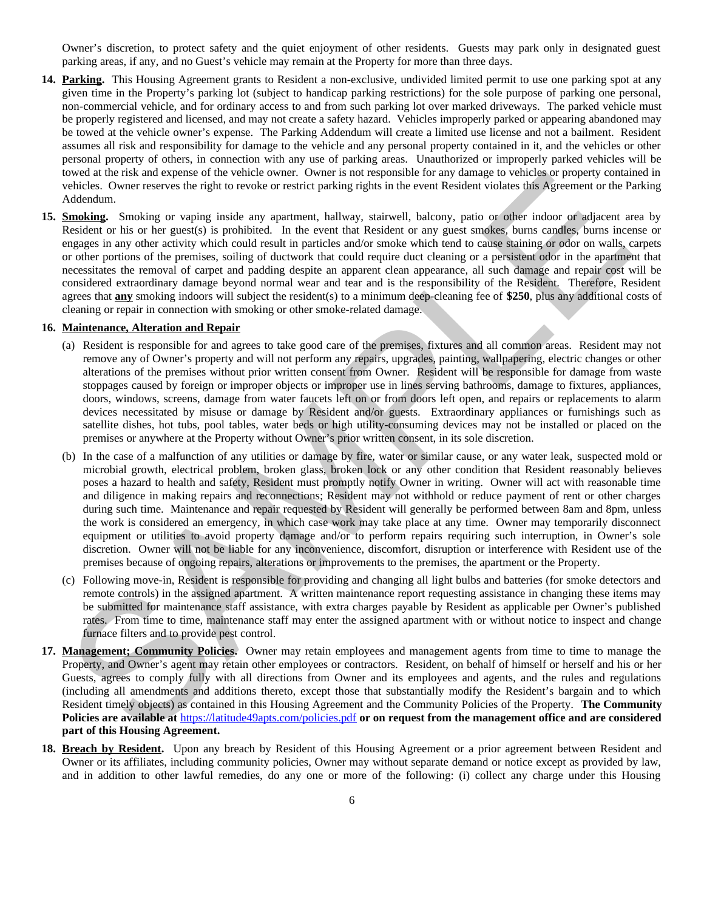Owner's discretion, to protect safety and the quiet enjoyment of other residents. Guests may park only in designated guest parking areas, if any, and no Guest's vehicle may remain at the Property for more than three days.

14. **Parking.** This Housing Agreement grants to Resident a non-exclusive, undivided limited permit to use one parking spot at any given time in the Property's parking lot (subject to handicap parking restrictions) for the sole purpose of parking one personal, non-commercial vehicle, and for ordinary access to and from such parking lot over marked driveways. The parked vehicle must be properly registered and licensed, and may not create a safety hazard. Vehicles improperly parked or appearing abandoned may be towed at the vehicle owner's expense. The Parking Addendum will create a limited use license and not a bailment. Resident assumes all risk and responsibility for damage to the vehicle and any personal property contained in it, and the vehicles or other personal property of others, in connection with any use of parking areas. Unauthorized or improperly parked vehicles will be towed at the risk and expense of the vehicle owner. Owner is not responsible for any damage to vehicles or property contained in vehicles. Owner reserves the right to revoke or restrict parking rights in the event Resident violates this Agreement or the Parking Addendum.

15. **Smoking.** Smoking or vaping inside any apartment, hallway, stairwell, balcony, patio or other indoor or adjacent area by Resident or his or her guest(s) is prohibited. In the event that Resident or any guest smokes, burns candles, burns incense or engages in any other activity which could result in particles and/or smoke which tend to cause staining or odor on walls, carpets or other portions of the premises, soiling of ductwork that could require duct cleaning or a persistent odor in the apartment that necessitates the removal of carpet and padding despite an apparent clean appearance, all such damage and repair cost will be considered extraordinary damage beyond normal wear and tear and is the responsibility of the Resident. Therefore, Resident agrees that **any** smoking indoors will subject the resident(s) to a minimum deep-cleaning fee of **$250**, plus any additional costs of cleaning or repair in connection with smoking or other smoke-related damage.

16. **Maintenance, Alteration and Repair**

    (a) Resident is responsible for and agrees to take good care of the premises, fixtures and all common areas. Resident may not remove any of Owner's property and will not perform any repairs, upgrades, painting, wallpapering, electric changes or other alterations of the premises without prior written consent from Owner. Resident will be responsible for damage from waste stoppages caused by foreign or improper objects or improper use in lines serving bathrooms, damage to fixtures, appliances, doors, windows, screens, damage from water faucets left on or from doors left open, and repairs or replacements to alarm devices necessitated by misuse or damage by Resident and/or guests. Extraordinary appliances or furnishings such as satellite dishes, hot tubs, pool tables, water beds or high utility-consuming devices may not be installed or placed on the premises or anywhere at the Property without Owner's prior written consent, in its sole discretion.

    (b) In the case of a malfunction of any utilities or damage by fire, water or similar cause, or any water leak, suspected mold or microbial growth, electrical problem, broken glass, broken lock or any other condition that Resident reasonably believes poses a hazard to health and safety, Resident must promptly notify Owner in writing. Owner will act with reasonable time and diligence in making repairs and reconnections; Resident may not withhold or reduce payment of rent or other charges during such time. Maintenance and repair requested by Resident will generally be performed between 8am and 8pm, unless the work is considered an emergency, in which case work may take place at any time. Owner may temporarily disconnect equipment or utilities to avoid property damage and/or to perform repairs requiring such interruption, in Owner's sole discretion. Owner will not be liable for any inconvenience, discomfort, disruption or interference with Resident use of the premises because of ongoing repairs, alterations or improvements to the premises, the apartment or the Property.

    (c) Following move-in, Resident is responsible for providing and changing all light bulbs and batteries (for smoke detectors and remote controls) in the assigned apartment. A written maintenance report requesting assistance in changing these items may be submitted for maintenance staff assistance, with extra charges payable by Resident as applicable per Owner's published rates. From time to time, maintenance staff may enter the assigned apartment with or without notice to inspect and change furnace filters and to provide pest control.

17. **Management; Community Policies.** Owner may retain employees and management agents from time to time to manage the Property, and Owner's agent may retain other employees or contractors. Resident, on behalf of himself or herself and his or her Guests, agrees to comply fully with all directions from Owner and its employees and agents, and the rules and regulations (including all amendments and additions thereto, except those that substantially modify the Resident's bargain and to which Resident timely objects) as contained in this Housing Agreement and the Community Policies of the Property. **The Community Policies are available at** https://latitude49apts.com/policies.pdf **or on request from the management office and are considered part of this Housing Agreement.**

18. **Breach by Resident.** Upon any breach by Resident of this Housing Agreement or a prior agreement between Resident and Owner or its affiliates, including community policies, Owner may without separate demand or notice except as provided by law, and in addition to other lawful remedies, do any one or more of the following: (i) collect any charge under this Housing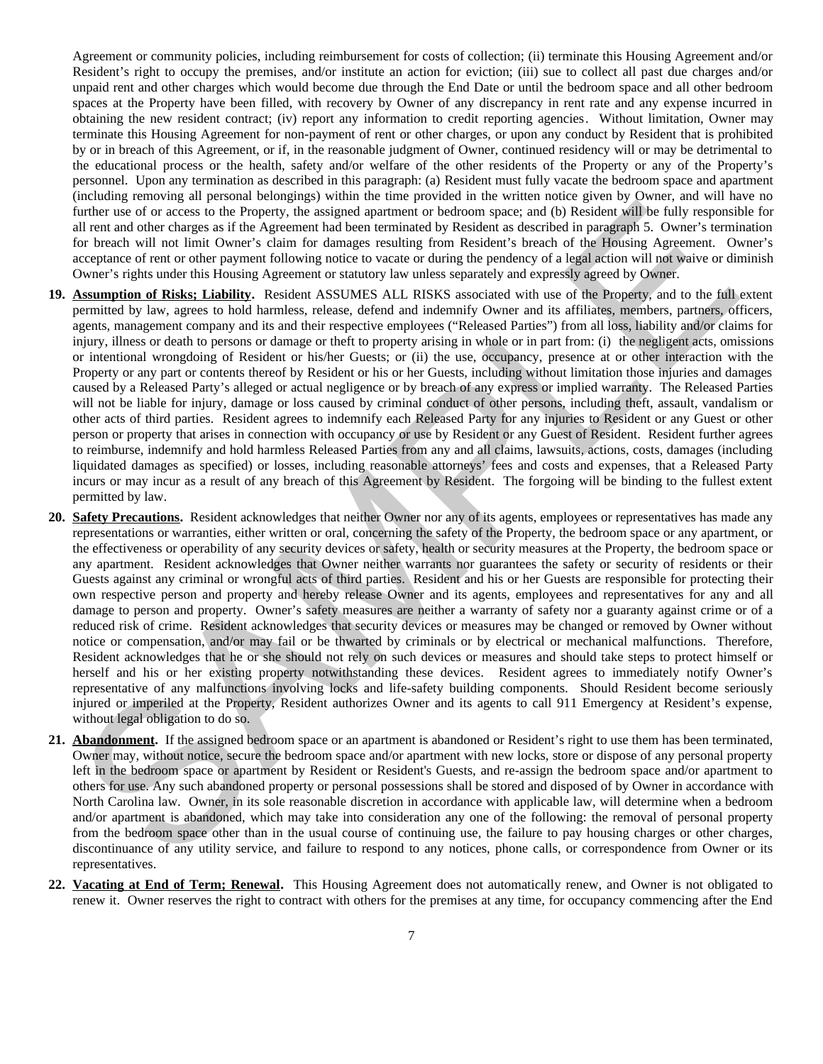Agreement or community policies, including reimbursement for costs of collection; (ii) terminate this Housing Agreement and/or Resident's right to occupy the premises, and/or institute an action for eviction; (iii) sue to collect all past due charges and/or unpaid rent and other charges which would become due through the End Date or until the bedroom space and all other bedroom spaces at the Property have been filled, with recovery by Owner of any discrepancy in rent rate and any expense incurred in obtaining the new resident contract; (iv) report any information to credit reporting agencies. Without limitation, Owner may terminate this Housing Agreement for non-payment of rent or other charges, or upon any conduct by Resident that is prohibited by or in breach of this Agreement, or if, in the reasonable judgment of Owner, continued residency will or may be detrimental to the educational process or the health, safety and/or welfare of the other residents of the Property or any of the Property's personnel. Upon any termination as described in this paragraph: (a) Resident must fully vacate the bedroom space and apartment (including removing all personal belongings) within the time provided in the written notice given by Owner, and will have no further use of or access to the Property, the assigned apartment or bedroom space; and (b) Resident will be fully responsible for all rent and other charges as if the Agreement had been terminated by Resident as described in paragraph 5. Owner's termination for breach will not limit Owner's claim for damages resulting from Resident's breach of the Housing Agreement. Owner's acceptance of rent or other payment following notice to vacate or during the pendency of a legal action will not waive or diminish Owner's rights under this Housing Agreement or statutory law unless separately and expressly agreed by Owner.

19. **Assumption of Risks; Liability.** Resident ASSUMES ALL RISKS associated with use of the Property, and to the full extent permitted by law, agrees to hold harmless, release, defend and indemnify Owner and its affiliates, members, partners, officers, agents, management company and its and their respective employees ("Released Parties") from all loss, liability and/or claims for injury, illness or death to persons or damage or theft to property arising in whole or in part from: (i) the negligent acts, omissions or intentional wrongdoing of Resident or his/her Guests; or (ii) the use, occupancy, presence at or other interaction with the Property or any part or contents thereof by Resident or his or her Guests, including without limitation those injuries and damages caused by a Released Party's alleged or actual negligence or by breach of any express or implied warranty. The Released Parties will not be liable for injury, damage or loss caused by criminal conduct of other persons, including theft, assault, vandalism or other acts of third parties. Resident agrees to indemnify each Released Party for any injuries to Resident or any Guest or other person or property that arises in connection with occupancy or use by Resident or any Guest of Resident. Resident further agrees to reimburse, indemnify and hold harmless Released Parties from any and all claims, lawsuits, actions, costs, damages (including liquidated damages as specified) or losses, including reasonable attorneys' fees and costs and expenses, that a Released Party incurs or may incur as a result of any breach of this Agreement by Resident. The forgoing will be binding to the fullest extent permitted by law.

20. **Safety Precautions.** Resident acknowledges that neither Owner nor any of its agents, employees or representatives has made any representations or warranties, either written or oral, concerning the safety of the Property, the bedroom space or any apartment, or the effectiveness or operability of any security devices or safety, health or security measures at the Property, the bedroom space or any apartment. Resident acknowledges that Owner neither warrants nor guarantees the safety or security of residents or their Guests against any criminal or wrongful acts of third parties. Resident and his or her Guests are responsible for protecting their own respective person and property and hereby release Owner and its agents, employees and representatives for any and all damage to person and property. Owner's safety measures are neither a warranty of safety nor a guaranty against crime or of a reduced risk of crime. Resident acknowledges that security devices or measures may be changed or removed by Owner without notice or compensation, and/or may fail or be thwarted by criminals or by electrical or mechanical malfunctions. Therefore, Resident acknowledges that he or she should not rely on such devices or measures and should take steps to protect himself or herself and his or her existing property notwithstanding these devices. Resident agrees to immediately notify Owner's representative of any malfunctions involving locks and life-safety building components. Should Resident become seriously injured or imperiled at the Property, Resident authorizes Owner and its agents to call 911 Emergency at Resident's expense, without legal obligation to do so.

21. **Abandonment.** If the assigned bedroom space or an apartment is abandoned or Resident's right to use them has been terminated, Owner may, without notice, secure the bedroom space and/or apartment with new locks, store or dispose of any personal property left in the bedroom space or apartment by Resident or Resident's Guests, and re-assign the bedroom space and/or apartment to others for use. Any such abandoned property or personal possessions shall be stored and disposed of by Owner in accordance with North Carolina law. Owner, in its sole reasonable discretion in accordance with applicable law, will determine when a bedroom and/or apartment is abandoned, which may take into consideration any one of the following: the removal of personal property from the bedroom space other than in the usual course of continuing use, the failure to pay housing charges or other charges, discontinuance of any utility service, and failure to respond to any notices, phone calls, or correspondence from Owner or its representatives.

22. **Vacating at End of Term; Renewal.** This Housing Agreement does not automatically renew, and Owner is not obligated to renew it. Owner reserves the right to contract with others for the premises at any time, for occupancy commencing after the End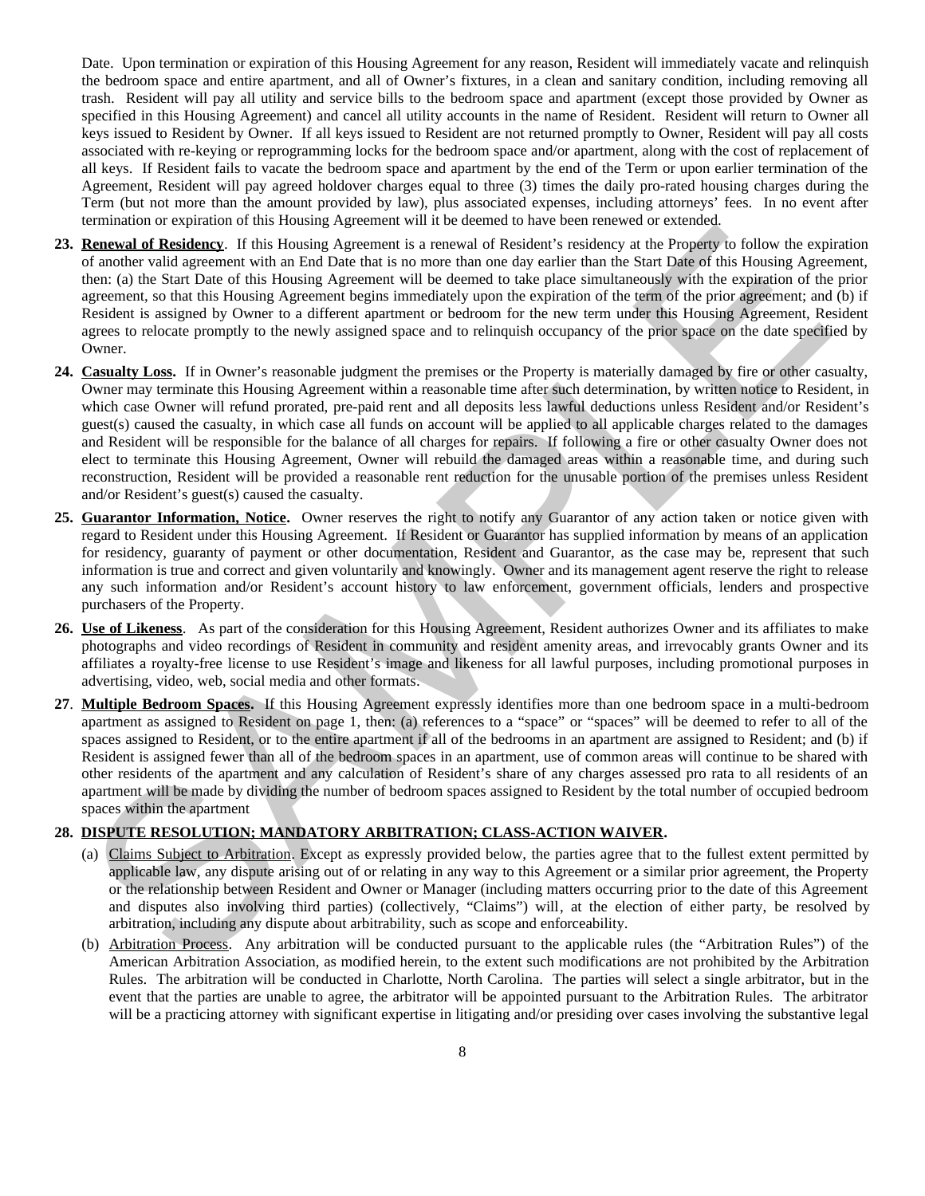Date. Upon termination or expiration of this Housing Agreement for any reason, Resident will immediately vacate and relinquish the bedroom space and entire apartment, and all of Owner's fixtures, in a clean and sanitary condition, including removing all trash. Resident will pay all utility and service bills to the bedroom space and apartment (except those provided by Owner as specified in this Housing Agreement) and cancel all utility accounts in the name of Resident. Resident will return to Owner all keys issued to Resident by Owner. If all keys issued to Resident are not returned promptly to Owner, Resident will pay all costs associated with re-keying or reprogramming locks for the bedroom space and/or apartment, along with the cost of replacement of all keys. If Resident fails to vacate the bedroom space and apartment by the end of the Term or upon earlier termination of the Agreement, Resident will pay agreed holdover charges equal to three (3) times the daily pro-rated housing charges during the Term (but not more than the amount provided by law), plus associated expenses, including attorneys' fees. In no event after termination or expiration of this Housing Agreement will it be deemed to have been renewed or extended.

**23. Renewal of Residency**. If this Housing Agreement is a renewal of Resident's residency at the Property to follow the expiration of another valid agreement with an End Date that is no more than one day earlier than the Start Date of this Housing Agreement, then: (a) the Start Date of this Housing Agreement will be deemed to take place simultaneously with the expiration of the prior agreement, so that this Housing Agreement begins immediately upon the expiration of the term of the prior agreement; and (b) if Resident is assigned by Owner to a different apartment or bedroom for the new term under this Housing Agreement, Resident agrees to relocate promptly to the newly assigned space and to relinquish occupancy of the prior space on the date specified by Owner.

**24. Casualty Loss.** If in Owner's reasonable judgment the premises or the Property is materially damaged by fire or other casualty, Owner may terminate this Housing Agreement within a reasonable time after such determination, by written notice to Resident, in which case Owner will refund prorated, pre-paid rent and all deposits less lawful deductions unless Resident and/or Resident's guest(s) caused the casualty, in which case all funds on account will be applied to all applicable charges related to the damages and Resident will be responsible for the balance of all charges for repairs. If following a fire or other casualty Owner does not elect to terminate this Housing Agreement, Owner will rebuild the damaged areas within a reasonable time, and during such reconstruction, Resident will be provided a reasonable rent reduction for the unusable portion of the premises unless Resident and/or Resident's guest(s) caused the casualty.

**25. Guarantor Information, Notice.** Owner reserves the right to notify any Guarantor of any action taken or notice given with regard to Resident under this Housing Agreement. If Resident or Guarantor has supplied information by means of an application for residency, guaranty of payment or other documentation, Resident and Guarantor, as the case may be, represent that such information is true and correct and given voluntarily and knowingly. Owner and its management agent reserve the right to release any such information and/or Resident's account history to law enforcement, government officials, lenders and prospective purchasers of the Property.

**26. Use of Likeness**. As part of the consideration for this Housing Agreement, Resident authorizes Owner and its affiliates to make photographs and video recordings of Resident in community and resident amenity areas, and irrevocably grants Owner and its affiliates a royalty-free license to use Resident's image and likeness for all lawful purposes, including promotional purposes in advertising, video, web, social media and other formats.

**27**. **Multiple Bedroom Spaces.** If this Housing Agreement expressly identifies more than one bedroom space in a multi-bedroom apartment as assigned to Resident on page 1, then: (a) references to a "space" or "spaces" will be deemed to refer to all of the spaces assigned to Resident, or to the entire apartment if all of the bedrooms in an apartment are assigned to Resident; and (b) if Resident is assigned fewer than all of the bedroom spaces in an apartment, use of common areas will continue to be shared with other residents of the apartment and any calculation of Resident's share of any charges assessed pro rata to all residents of an apartment will be made by dividing the number of bedroom spaces assigned to Resident by the total number of occupied bedroom spaces within the apartment

**28. DISPUTE RESOLUTION; MANDATORY ARBITRATION; CLASS-ACTION WAIVER.**

(a) Claims Subject to Arbitration. Except as expressly provided below, the parties agree that to the fullest extent permitted by applicable law, any dispute arising out of or relating in any way to this Agreement or a similar prior agreement, the Property or the relationship between Resident and Owner or Manager (including matters occurring prior to the date of this Agreement and disputes also involving third parties) (collectively, "Claims") will, at the election of either party, be resolved by arbitration, including any dispute about arbitrability, such as scope and enforceability.

(b) Arbitration Process. Any arbitration will be conducted pursuant to the applicable rules (the "Arbitration Rules") of the American Arbitration Association, as modified herein, to the extent such modifications are not prohibited by the Arbitration Rules. The arbitration will be conducted in Charlotte, North Carolina. The parties will select a single arbitrator, but in the event that the parties are unable to agree, the arbitrator will be appointed pursuant to the Arbitration Rules. The arbitrator will be a practicing attorney with significant expertise in litigating and/or presiding over cases involving the substantive legal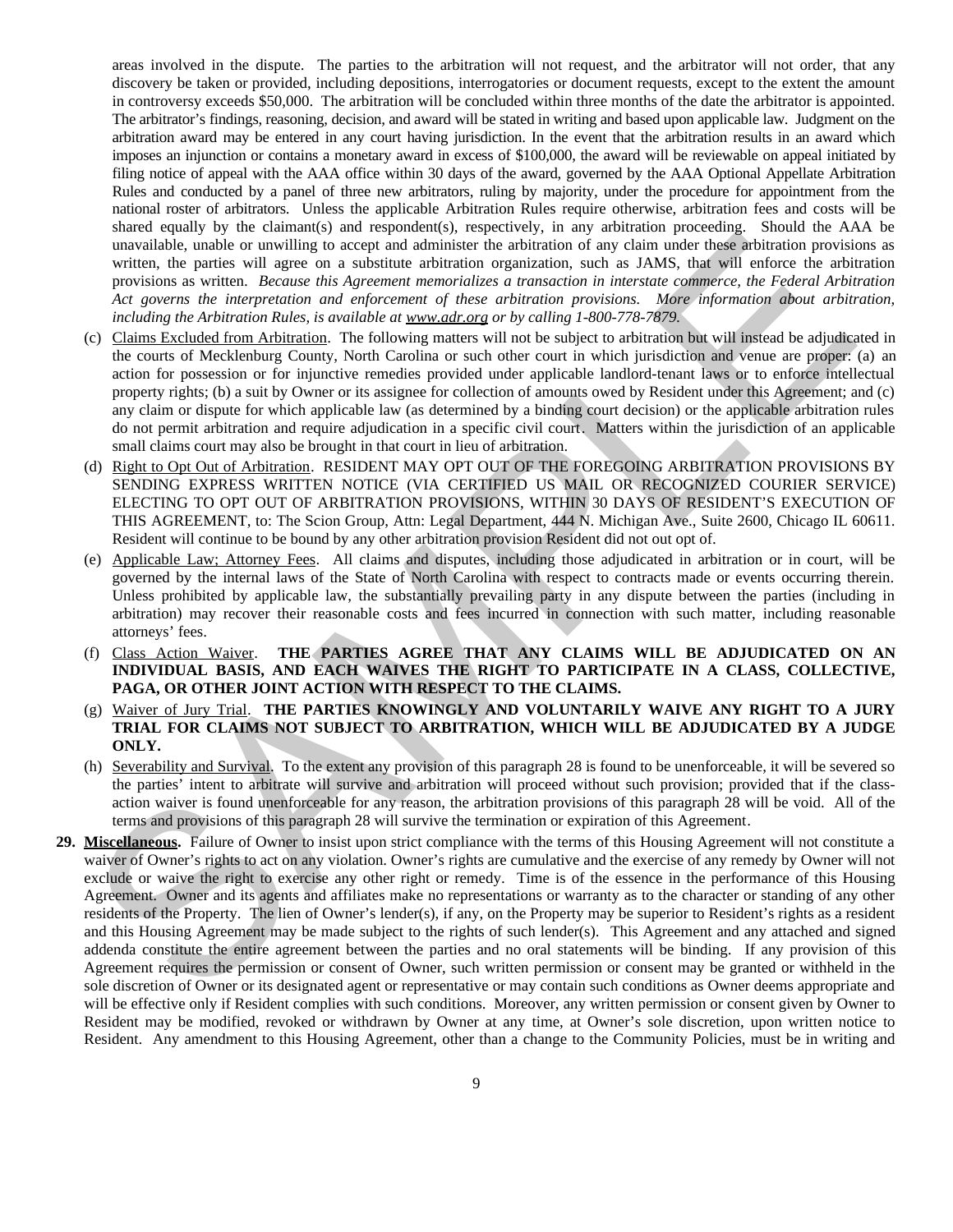areas involved in the dispute. The parties to the arbitration will not request, and the arbitrator will not order, that any discovery be taken or provided, including depositions, interrogatories or document requests, except to the extent the amount in controversy exceeds $50,000. The arbitration will be concluded within three months of the date the arbitrator is appointed. The arbitrator's findings, reasoning, decision, and award will be stated in writing and based upon applicable law. Judgment on the arbitration award may be entered in any court having jurisdiction. In the event that the arbitration results in an award which imposes an injunction or contains a monetary award in excess of $100,000, the award will be reviewable on appeal initiated by filing notice of appeal with the AAA office within 30 days of the award, governed by the AAA Optional Appellate Arbitration Rules and conducted by a panel of three new arbitrators, ruling by majority, under the procedure for appointment from the national roster of arbitrators. Unless the applicable Arbitration Rules require otherwise, arbitration fees and costs will be shared equally by the claimant(s) and respondent(s), respectively, in any arbitration proceeding. Should the AAA be unavailable, unable or unwilling to accept and administer the arbitration of any claim under these arbitration provisions as written, the parties will agree on a substitute arbitration organization, such as JAMS, that will enforce the arbitration provisions as written. *Because this Agreement memorializes a transaction in interstate commerce, the Federal Arbitration Act governs the interpretation and enforcement of these arbitration provisions. More information about arbitration, including the Arbitration Rules, is available at www.adr.org or by calling 1-800-778-7879.*

(c) Claims Excluded from Arbitration. The following matters will not be subject to arbitration but will instead be adjudicated in the courts of Mecklenburg County, North Carolina or such other court in which jurisdiction and venue are proper: (a) an action for possession or for injunctive remedies provided under applicable landlord-tenant laws or to enforce intellectual property rights; (b) a suit by Owner or its assignee for collection of amounts owed by Resident under this Agreement; and (c) any claim or dispute for which applicable law (as determined by a binding court decision) or the applicable arbitration rules do not permit arbitration and require adjudication in a specific civil court. Matters within the jurisdiction of an applicable small claims court may also be brought in that court in lieu of arbitration.

(d) Right to Opt Out of Arbitration. RESIDENT MAY OPT OUT OF THE FOREGOING ARBITRATION PROVISIONS BY SENDING EXPRESS WRITTEN NOTICE (VIA CERTIFIED US MAIL OR RECOGNIZED COURIER SERVICE) ELECTING TO OPT OUT OF ARBITRATION PROVISIONS, WITHIN 30 DAYS OF RESIDENT'S EXECUTION OF THIS AGREEMENT, to: The Scion Group, Attn: Legal Department, 444 N. Michigan Ave., Suite 2600, Chicago IL 60611. Resident will continue to be bound by any other arbitration provision Resident did not out opt of.

(e) Applicable Law; Attorney Fees. All claims and disputes, including those adjudicated in arbitration or in court, will be governed by the internal laws of the State of North Carolina with respect to contracts made or events occurring therein. Unless prohibited by applicable law, the substantially prevailing party in any dispute between the parties (including in arbitration) may recover their reasonable costs and fees incurred in connection with such matter, including reasonable attorneys' fees.

(f) Class Action Waiver. **THE PARTIES AGREE THAT ANY CLAIMS WILL BE ADJUDICATED ON AN INDIVIDUAL BASIS, AND EACH WAIVES THE RIGHT TO PARTICIPATE IN A CLASS, COLLECTIVE, PAGA, OR OTHER JOINT ACTION WITH RESPECT TO THE CLAIMS.**

(g) Waiver of Jury Trial. **THE PARTIES KNOWINGLY AND VOLUNTARILY WAIVE ANY RIGHT TO A JURY TRIAL FOR CLAIMS NOT SUBJECT TO ARBITRATION, WHICH WILL BE ADJUDICATED BY A JUDGE ONLY.**

(h) Severability and Survival. To the extent any provision of this paragraph 28 is found to be unenforceable, it will be severed so the parties' intent to arbitrate will survive and arbitration will proceed without such provision; provided that if the class-action waiver is found unenforceable for any reason, the arbitration provisions of this paragraph 28 will be void. All of the terms and provisions of this paragraph 28 will survive the termination or expiration of this Agreement.

**29. Miscellaneous.** Failure of Owner to insist upon strict compliance with the terms of this Housing Agreement will not constitute a waiver of Owner's rights to act on any violation. Owner's rights are cumulative and the exercise of any remedy by Owner will not exclude or waive the right to exercise any other right or remedy. Time is of the essence in the performance of this Housing Agreement. Owner and its agents and affiliates make no representations or warranty as to the character or standing of any other residents of the Property. The lien of Owner's lender(s), if any, on the Property may be superior to Resident's rights as a resident and this Housing Agreement may be made subject to the rights of such lender(s). This Agreement and any attached and signed addenda constitute the entire agreement between the parties and no oral statements will be binding. If any provision of this Agreement requires the permission or consent of Owner, such written permission or consent may be granted or withheld in the sole discretion of Owner or its designated agent or representative or may contain such conditions as Owner deems appropriate and will be effective only if Resident complies with such conditions. Moreover, any written permission or consent given by Owner to Resident may be modified, revoked or withdrawn by Owner at any time, at Owner's sole discretion, upon written notice to Resident. Any amendment to this Housing Agreement, other than a change to the Community Policies, must be in writing and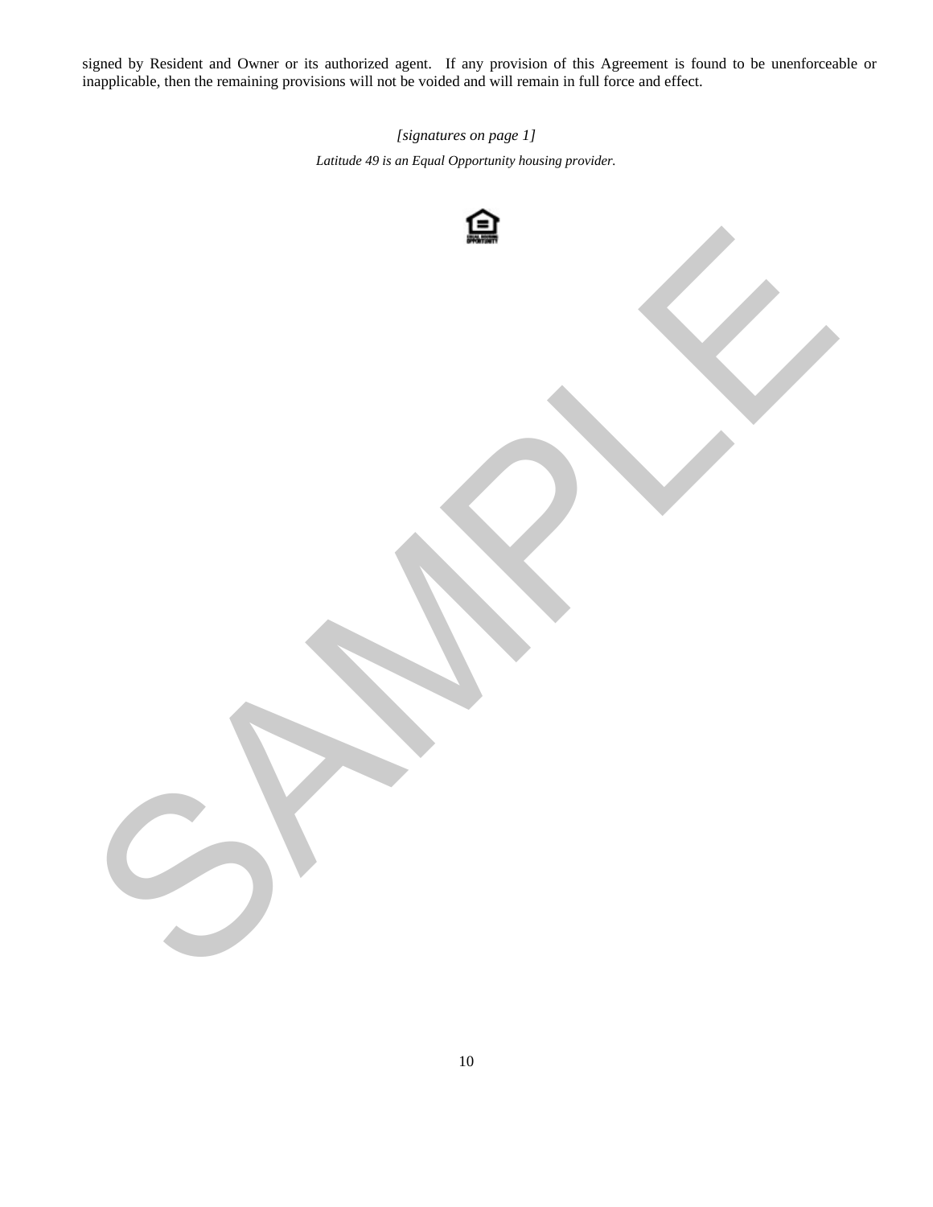signed by Resident and Owner or its authorized agent. If any provision of this Agreement is found to be unenforceable or inapplicable, then the remaining provisions will not be voided and will remain in full force and effect.

*[signatures on page 1]*

*Latitude 49 is an Equal Opportunity housing provider.*